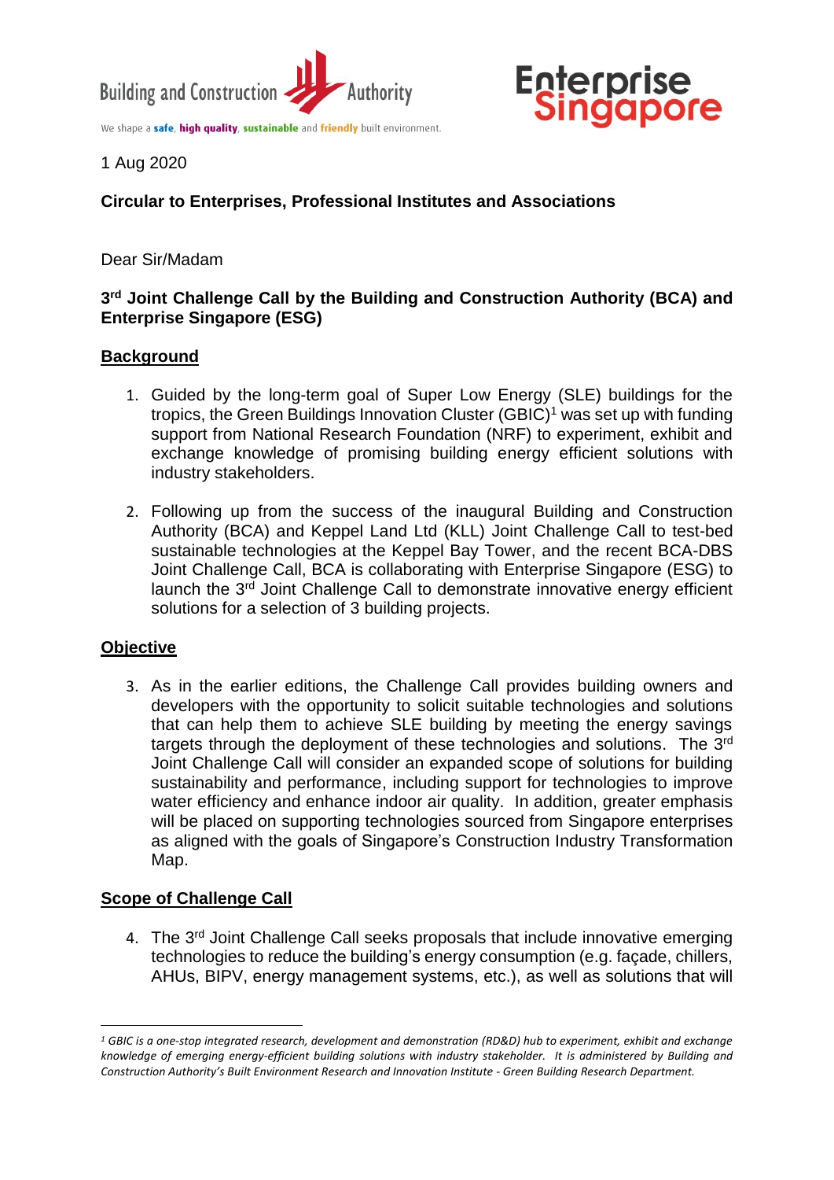Building and Construction Authority

We shape a **safe**, **high quality**, **sustainable** and **friendly** built environment.

Enterprise Singapore

1 Aug 2020

**Circular to Enterprises, Professional Institutes and Associations**

Dear Sir/Madam

**3rd Joint Challenge Call by the Building and Construction Authority (BCA) and Enterprise Singapore (ESG)**

## Background

1. Guided by the long-term goal of Super Low Energy (SLE) buildings for the tropics, the Green Buildings Innovation Cluster (GBIC)[1] was set up with funding support from National Research Foundation (NRF) to experiment, exhibit and exchange knowledge of promising building energy efficient solutions with industry stakeholders.

2. Following up from the success of the inaugural Building and Construction Authority (BCA) and Keppel Land Ltd (KLL) Joint Challenge Call to test-bed sustainable technologies at the Keppel Bay Tower, and the recent BCA-DBS Joint Challenge Call, BCA is collaborating with Enterprise Singapore (ESG) to launch the 3rd Joint Challenge Call to demonstrate innovative energy efficient solutions for a selection of 3 building projects.

## Objective

3. As in the earlier editions, the Challenge Call provides building owners and developers with the opportunity to solicit suitable technologies and solutions that can help them to achieve SLE building by meeting the energy savings targets through the deployment of these technologies and solutions. The 3rd Joint Challenge Call will consider an expanded scope of solutions for building sustainability and performance, including support for technologies to improve water efficiency and enhance indoor air quality. In addition, greater emphasis will be placed on supporting technologies sourced from Singapore enterprises as aligned with the goals of Singapore's Construction Industry Transformation Map.

## Scope of Challenge Call

4. The 3rd Joint Challenge Call seeks proposals that include innovative emerging technologies to reduce the building's energy consumption (e.g. façade, chillers, AHUs, BIPV, energy management systems, etc.), as well as solutions that will

---

*[1] GBIC is a one-stop integrated research, development and demonstration (RD&D) hub to experiment, exhibit and exchange knowledge of emerging energy-efficient building solutions with industry stakeholder. It is administered by Building and Construction Authority's Built Environment Research and Innovation Institute - Green Building Research Department.*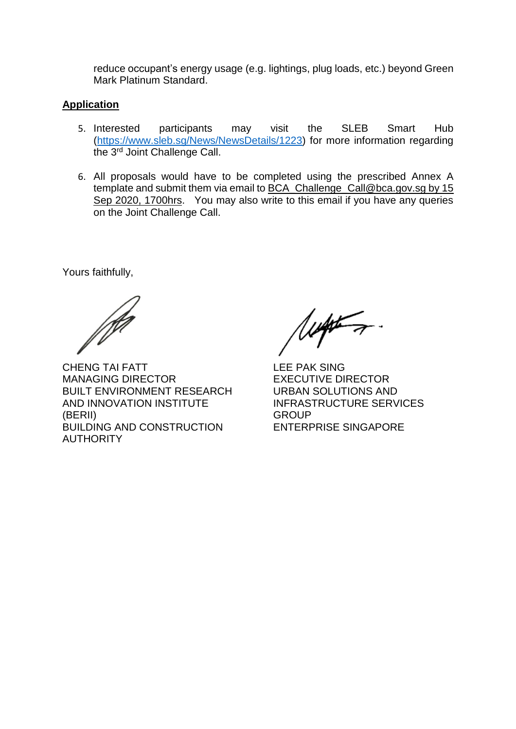reduce occupant's energy usage (e.g. lightings, plug loads, etc.) beyond Green Mark Platinum Standard.

**Application**

5. Interested participants may visit the SLEB Smart Hub (https://www.sleb.sg/News/NewsDetails/1223) for more information regarding the 3rd Joint Challenge Call.

6. All proposals would have to be completed using the prescribed Annex A template and submit them via email to BCA_Challenge_Call@bca.gov.sg by 15 Sep 2020, 1700hrs. You may also write to this email if you have any queries on the Joint Challenge Call.

Yours faithfully,

CHENG TAI FATT
MANAGING DIRECTOR
BUILT ENVIRONMENT RESEARCH AND INNOVATION INSTITUTE (BERII)
BUILDING AND CONSTRUCTION AUTHORITY

LEE PAK SING
EXECUTIVE DIRECTOR
URBAN SOLUTIONS AND INFRASTRUCTURE SERVICES GROUP
ENTERPRISE SINGAPORE